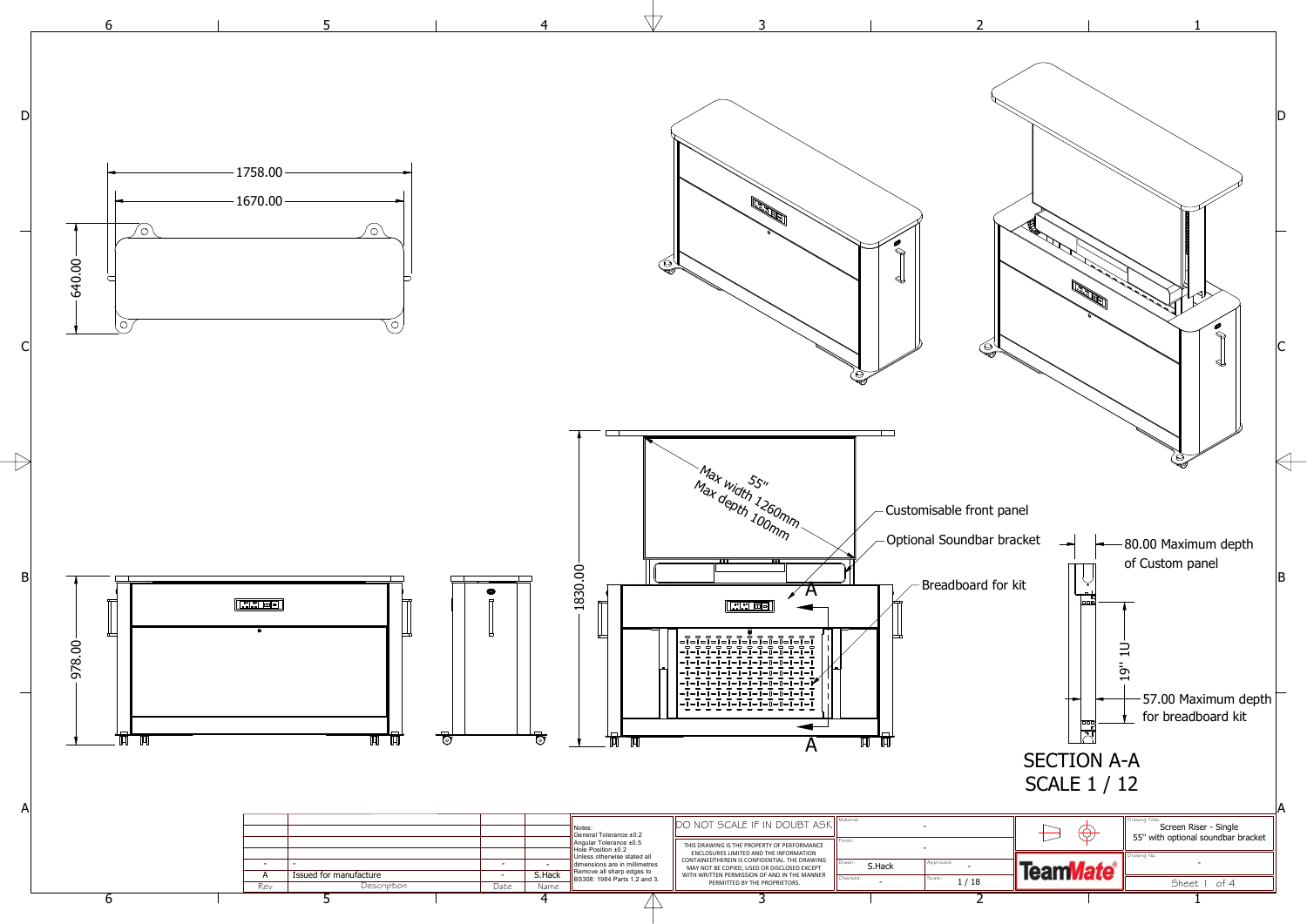1758.00

1670.00

640.00

978.00

1830.00

55"
Max width 1260mm
Max depth 100mm

Customisable front panel

Optional Soundbar bracket

Breadboard for kit

A

A

80.00 Maximum depth of Custom panel

19" 1U

57.00 Maximum depth for breadboard kit

SECTION A-A
SCALE 1 / 12

| | | | |
|---|---|---|---|
| - | - | - | - |
| A | Issued for manufacture | - | S.Hack |
| Rev | Description | Date | Name |

Notes:
General Tolerance ±0.2
Angular Tolerance ±0.5
Hole Position ±0.2
Unless otherwise stated all dimensions are in millimetres
Remove all sharp edges to BS308: 1984 Parts 1,2 and 3.

DO NOT SCALE IF IN DOUBT ASK

THIS DRAWING IS THE PROPERTY OF PERFORMANCE ENCLOSURES LIMITED AND THE INFORMATION CONTAINEDTHEREIN IS CONFIDENTIAL. THE DRAWING MAY NOT BE COPIED, USED OR DISCLOSED EXCEPT WITH WRITTEN PERMISSION OF AND IN THE MANNER PERMITTED BY THE PROPRIETORS.

| | |
|---|---|
| Material: | - |
| Finish: | - |
| Drawn: S.Hack | Approved: - |
| Checked: - | Scale: 1 / 18 |

TeamMate®

Drawing Title: Screen Riser - Single 55" with optional soundbar bracket

Drawing No.: -

Sheet 1 of 4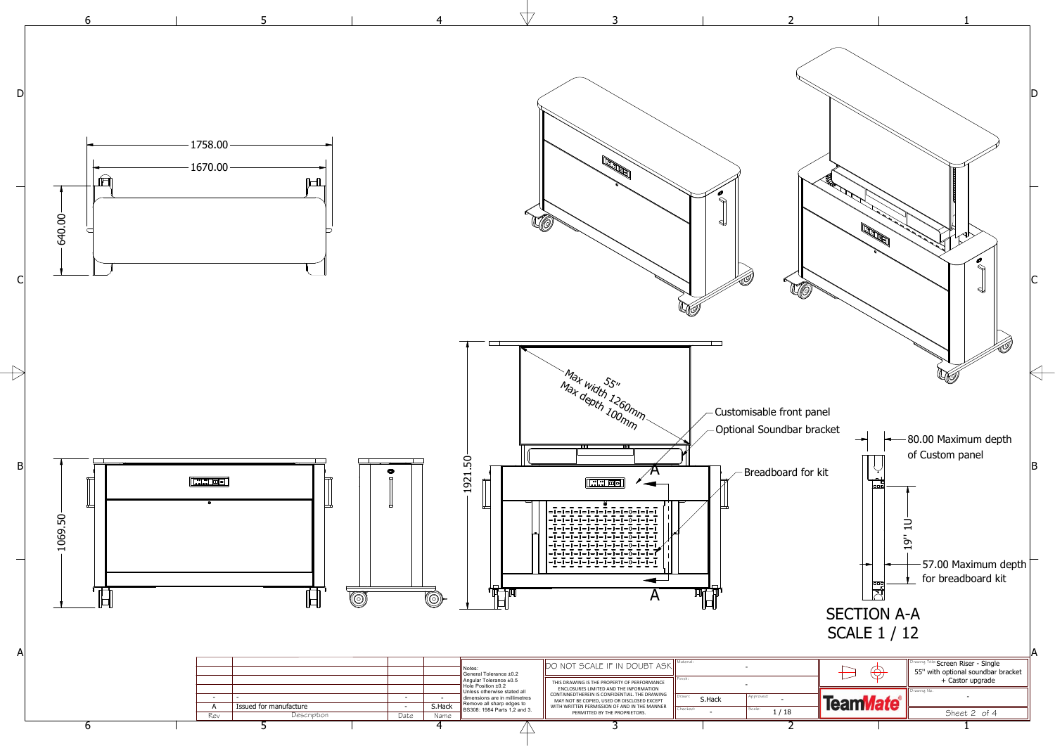1758.00

1670.00

640.00

1069.50

1921.50

55"
Max width 1260mm
Max depth 100mm

Customisable front panel

Optional Soundbar bracket

Breadboard for kit

A

A

80.00 Maximum depth of Custom panel

19" 1U

57.00 Maximum depth for breadboard kit

SECTION A-A
SCALE 1 / 12

| Rev | Description | Date | Name |
|---|---|---|---|
| - | - | - | - |
| A | Issued for manufacture | - | S.Hack |

Notes:
General Tolerance ±0.2
Angular Tolerance ±0.5
Hole Position ±0.2
Unless otherwise stated all dimensions are in millimetres
Remove all sharp edges to BS308: 1984 Parts 1,2 and 3.

DO NOT SCALE IF IN DOUBT ASK

THIS DRAWING IS THE PROPERTY OF PERFORMANCE ENCLOSURES LIMITED AND THE INFORMATION CONTAINEDTHEREIN IS CONFIDENTIAL. THE DRAWING MAY NOT BE COPIED, USED OR DISCLOSED EXCEPT WITH WRITTEN PERMISSION OF AND IN THE MANNER PERMITTED BY THE PROPRIETORS.

| | |
|---|---|
| Material: | - |
| Finish: | - |
| Drawn: S.Hack | Approved: - |
| Checked: - | Scale: 1 / 18 |

TeamMate®

Drawing Title: Screen Riser - Single 55" with optional soundbar bracket + Castor upgrade

Drawing No: -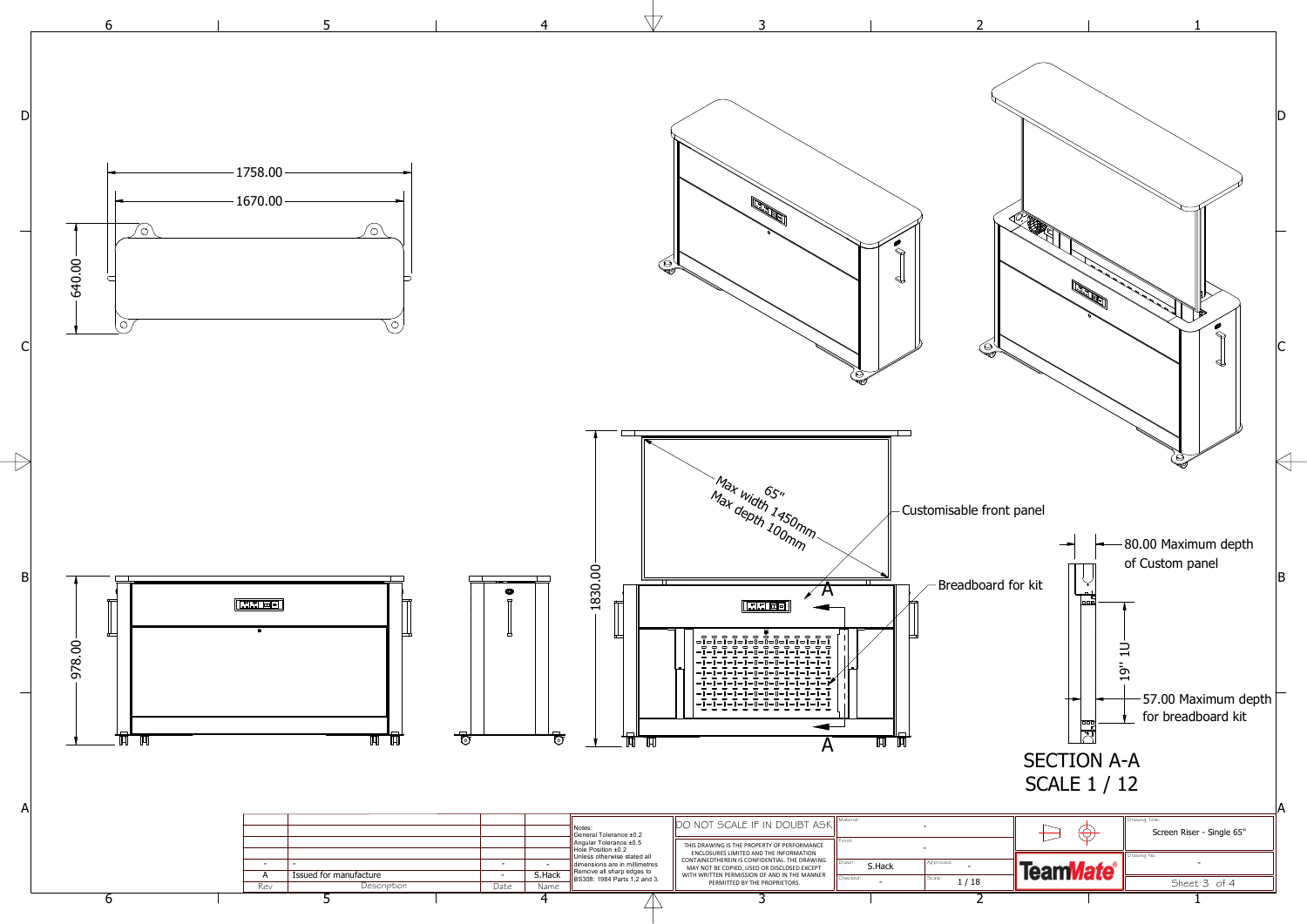1758.00

1670.00

640.00

978.00

1830.00

65"
Max width 1450mm
Max depth 100mm

Customisable front panel

Breadboard for kit

A

A

80.00 Maximum depth of Custom panel

19" 1U

57.00 Maximum depth for breadboard kit

SECTION A-A
SCALE 1 / 12

| Rev | Description | Date | Name |
|---|---|---|---|
| - | - | - | - |
| A | Issued for manufacture | - | S.Hack |

Notes:
General Tolerance ±0.2
Angular Tolerance ±0.5
Hole Position ±0.2
Unless otherwise stated all dimensions are in millimetres
Remove all sharp edges to BS308: 1984 Parts 1,2 and 3.

DO NOT SCALE IF IN DOUBT ASK

THIS DRAWING IS THE PROPERTY OF PERFORMANCE ENCLOSURES LIMITED AND THE INFORMATION CONTAINEDTHEREIN IS CONFIDENTIAL. THE DRAWING MAY NOT BE COPIED, USED OR DISCLOSED EXCEPT WITH WRITTEN PERMISSION OF AND IN THE MANNER PERMITTED BY THE PROPRIETORS.

| Material: | - | | |
|---|---|---|---|
| Finish: | - | | |
| Drawn: | S.Hack | Approved: | - |
| Checked: | - | Scale: | 1 / 18 |

TeamMate®

Drawing Title: Screen Riser - Single 65"

Drawing No.: -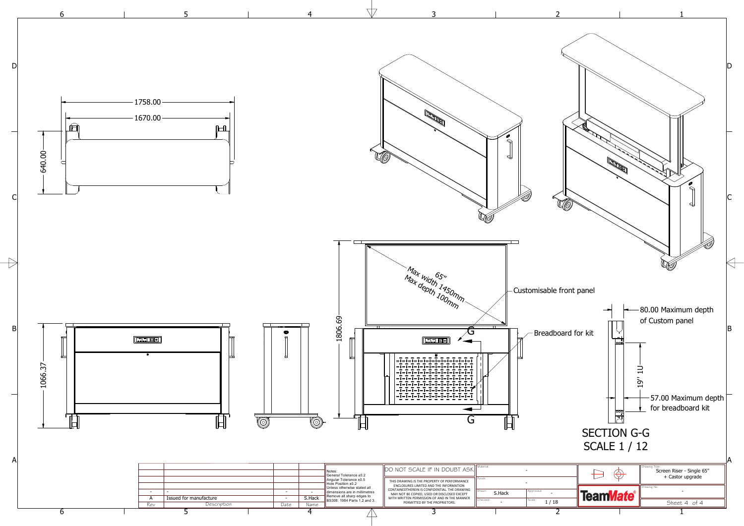1758.00

1670.00

640.00

1066.37

1806.69

65"
Max width 1450mm
Max depth 100mm

Customisable front panel

Breadboard for kit

G

G

80.00 Maximum depth of Custom panel

19" 1U

57.00 Maximum depth for breadboard kit

SECTION G-G
SCALE 1 / 12

| Rev | Description | Date | Name |
| --- | --- | --- | --- |
| - | - | - | - |
| A | Issued for manufacture | - | S.Hack |

Notes:
General Tolerance ±0.2
Angular Tolerance ±0.5
Hole Position ±0.2
Unless otherwise stated all dimensions are in millimetres
Remove all sharp edges to BS308: 1984 Parts 1,2 and 3.

DO NOT SCALE IF IN DOUBT ASK

THIS DRAWING IS THE PROPERTY OF PERFORMANCE ENCLOSURES LIMITED AND THE INFORMATION CONTAINEDTHEREIN IS CONFIDENTIAL. THE DRAWING MAY NOT BE COPIED, USED OR DISCLOSED EXCEPT WITH WRITTEN PERMISSION OF AND IN THE MANNER PERMITTED BY THE PROPRIETORS.

Material: -
Finish: -
Drawn: S.Hack
Approved: -
Checked: -
Scale: 1 / 18

TeamMate

Drawing Title: Screen Riser - Single 65" + Castor upgrade
Drawing No: -
Sheet 4 of 4